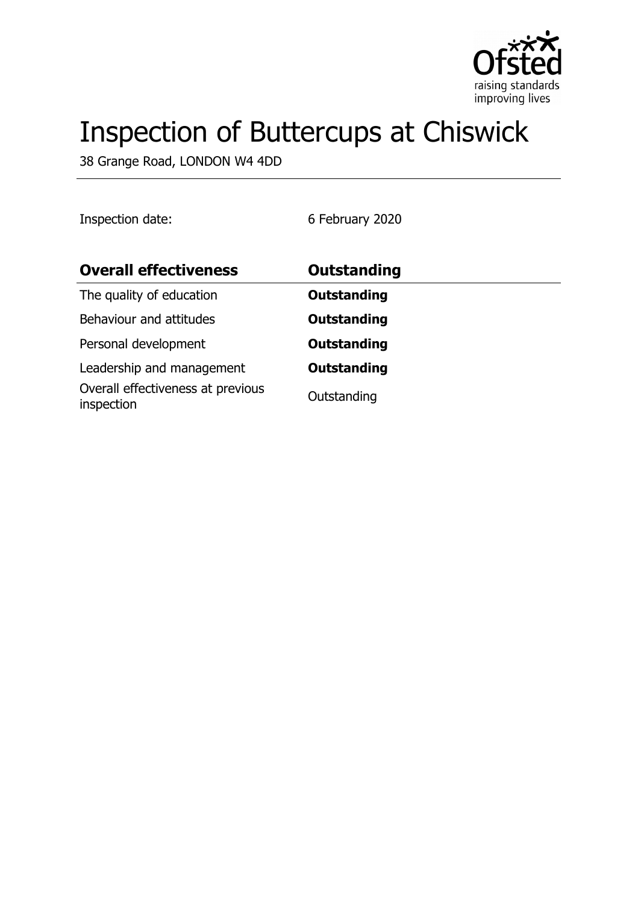# Inspection of Buttercups at Chiswick

38 Grange Road, LONDON W4 4DD

Inspection date: 6 February 2020

| **Overall effectiveness** | **Outstanding** |
| --- | --- |
| The quality of education | **Outstanding** |
| Behaviour and attitudes | **Outstanding** |
| Personal development | **Outstanding** |
| Leadership and management | **Outstanding** |
| Overall effectiveness at previous inspection | Outstanding |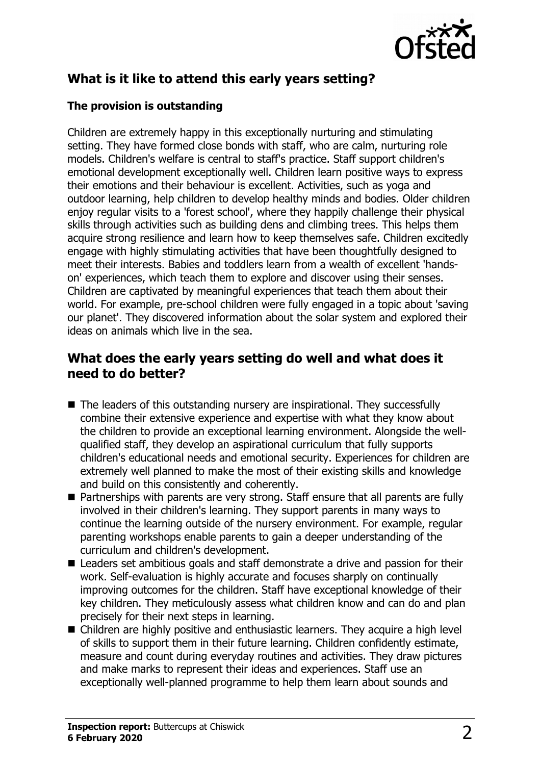## What is it like to attend this early years setting?

### The provision is outstanding

Children are extremely happy in this exceptionally nurturing and stimulating setting. They have formed close bonds with staff, who are calm, nurturing role models. Children's welfare is central to staff's practice. Staff support children's emotional development exceptionally well. Children learn positive ways to express their emotions and their behaviour is excellent. Activities, such as yoga and outdoor learning, help children to develop healthy minds and bodies. Older children enjoy regular visits to a 'forest school', where they happily challenge their physical skills through activities such as building dens and climbing trees. This helps them acquire strong resilience and learn how to keep themselves safe. Children excitedly engage with highly stimulating activities that have been thoughtfully designed to meet their interests. Babies and toddlers learn from a wealth of excellent 'hands-on' experiences, which teach them to explore and discover using their senses. Children are captivated by meaningful experiences that teach them about their world. For example, pre-school children were fully engaged in a topic about 'saving our planet'. They discovered information about the solar system and explored their ideas on animals which live in the sea.

## What does the early years setting do well and what does it need to do better?

- The leaders of this outstanding nursery are inspirational. They successfully combine their extensive experience and expertise with what they know about the children to provide an exceptional learning environment. Alongside the well-qualified staff, they develop an aspirational curriculum that fully supports children's educational needs and emotional security. Experiences for children are extremely well planned to make the most of their existing skills and knowledge and build on this consistently and coherently.
- Partnerships with parents are very strong. Staff ensure that all parents are fully involved in their children's learning. They support parents in many ways to continue the learning outside of the nursery environment. For example, regular parenting workshops enable parents to gain a deeper understanding of the curriculum and children's development.
- Leaders set ambitious goals and staff demonstrate a drive and passion for their work. Self-evaluation is highly accurate and focuses sharply on continually improving outcomes for the children. Staff have exceptional knowledge of their key children. They meticulously assess what children know and can do and plan precisely for their next steps in learning.
- Children are highly positive and enthusiastic learners. They acquire a high level of skills to support them in their future learning. Children confidently estimate, measure and count during everyday routines and activities. They draw pictures and make marks to represent their ideas and experiences. Staff use an exceptionally well-planned programme to help them learn about sounds and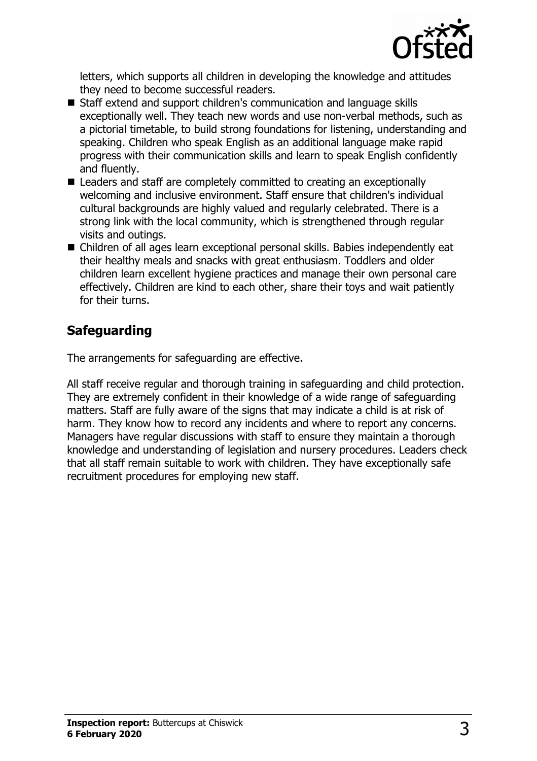letters, which supports all children in developing the knowledge and attitudes they need to become successful readers.

- Staff extend and support children's communication and language skills exceptionally well. They teach new words and use non-verbal methods, such as a pictorial timetable, to build strong foundations for listening, understanding and speaking. Children who speak English as an additional language make rapid progress with their communication skills and learn to speak English confidently and fluently.
- Leaders and staff are completely committed to creating an exceptionally welcoming and inclusive environment. Staff ensure that children's individual cultural backgrounds are highly valued and regularly celebrated. There is a strong link with the local community, which is strengthened through regular visits and outings.
- Children of all ages learn exceptional personal skills. Babies independently eat their healthy meals and snacks with great enthusiasm. Toddlers and older children learn excellent hygiene practices and manage their own personal care effectively. Children are kind to each other, share their toys and wait patiently for their turns.

## Safeguarding

The arrangements for safeguarding are effective.

All staff receive regular and thorough training in safeguarding and child protection. They are extremely confident in their knowledge of a wide range of safeguarding matters. Staff are fully aware of the signs that may indicate a child is at risk of harm. They know how to record any incidents and where to report any concerns. Managers have regular discussions with staff to ensure they maintain a thorough knowledge and understanding of legislation and nursery procedures. Leaders check that all staff remain suitable to work with children. They have exceptionally safe recruitment procedures for employing new staff.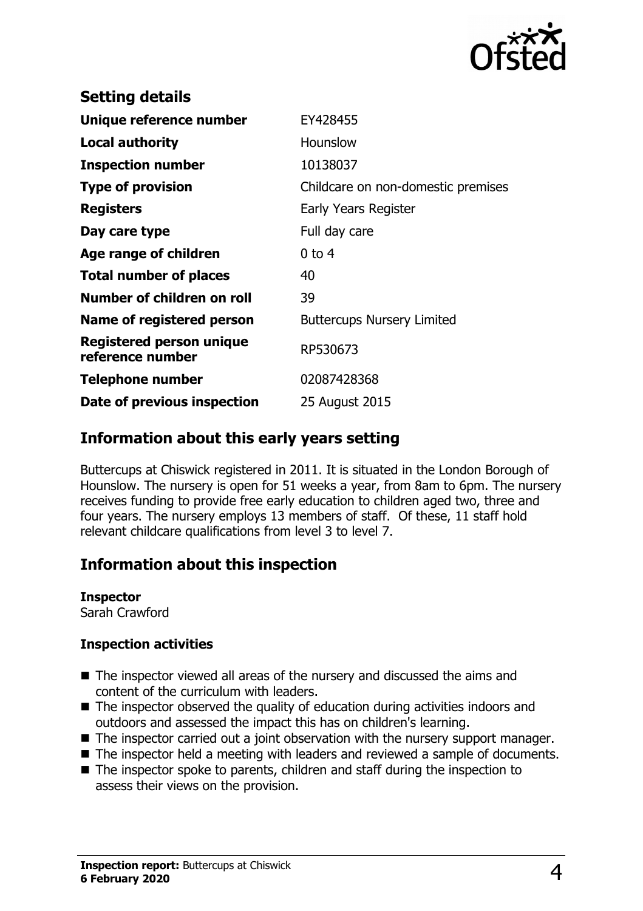## Setting details

| | |
|---|---|
| **Unique reference number** | EY428455 |
| **Local authority** | Hounslow |
| **Inspection number** | 10138037 |
| **Type of provision** | Childcare on non-domestic premises |
| **Registers** | Early Years Register |
| **Day care type** | Full day care |
| **Age range of children** | 0 to 4 |
| **Total number of places** | 40 |
| **Number of children on roll** | 39 |
| **Name of registered person** | Buttercups Nursery Limited |
| **Registered person unique reference number** | RP530673 |
| **Telephone number** | 02087428368 |
| **Date of previous inspection** | 25 August 2015 |

## Information about this early years setting

Buttercups at Chiswick registered in 2011. It is situated in the London Borough of Hounslow. The nursery is open for 51 weeks a year, from 8am to 6pm. The nursery receives funding to provide free early education to children aged two, three and four years. The nursery employs 13 members of staff. Of these, 11 staff hold relevant childcare qualifications from level 3 to level 7.

## Information about this inspection

**Inspector**
Sarah Crawford

**Inspection activities**

- The inspector viewed all areas of the nursery and discussed the aims and content of the curriculum with leaders.
- The inspector observed the quality of education during activities indoors and outdoors and assessed the impact this has on children's learning.
- The inspector carried out a joint observation with the nursery support manager.
- The inspector held a meeting with leaders and reviewed a sample of documents.
- The inspector spoke to parents, children and staff during the inspection to assess their views on the provision.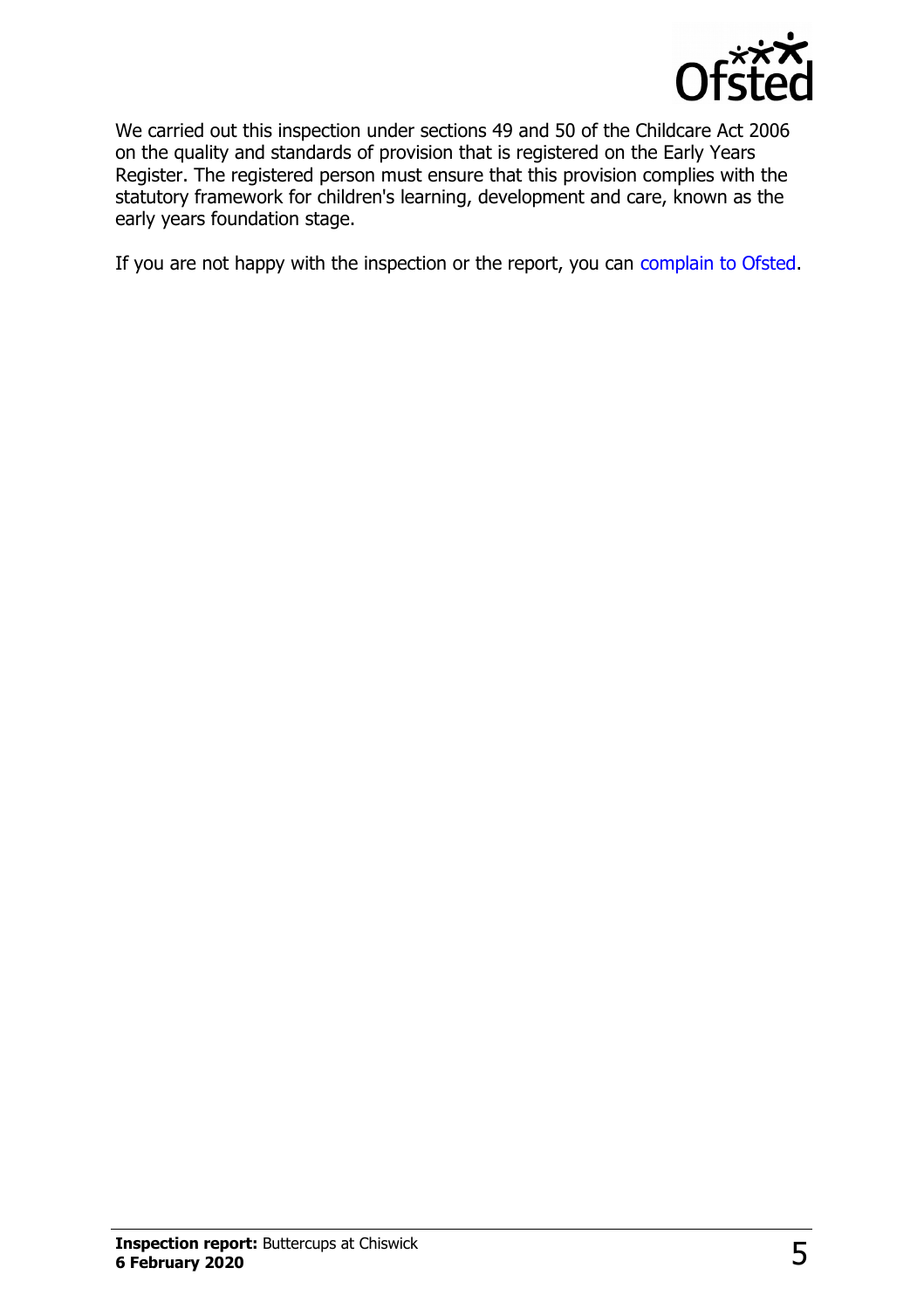We carried out this inspection under sections 49 and 50 of the Childcare Act 2006 on the quality and standards of provision that is registered on the Early Years Register. The registered person must ensure that this provision complies with the statutory framework for children's learning, development and care, known as the early years foundation stage.

If you are not happy with the inspection or the report, you can complain to Ofsted.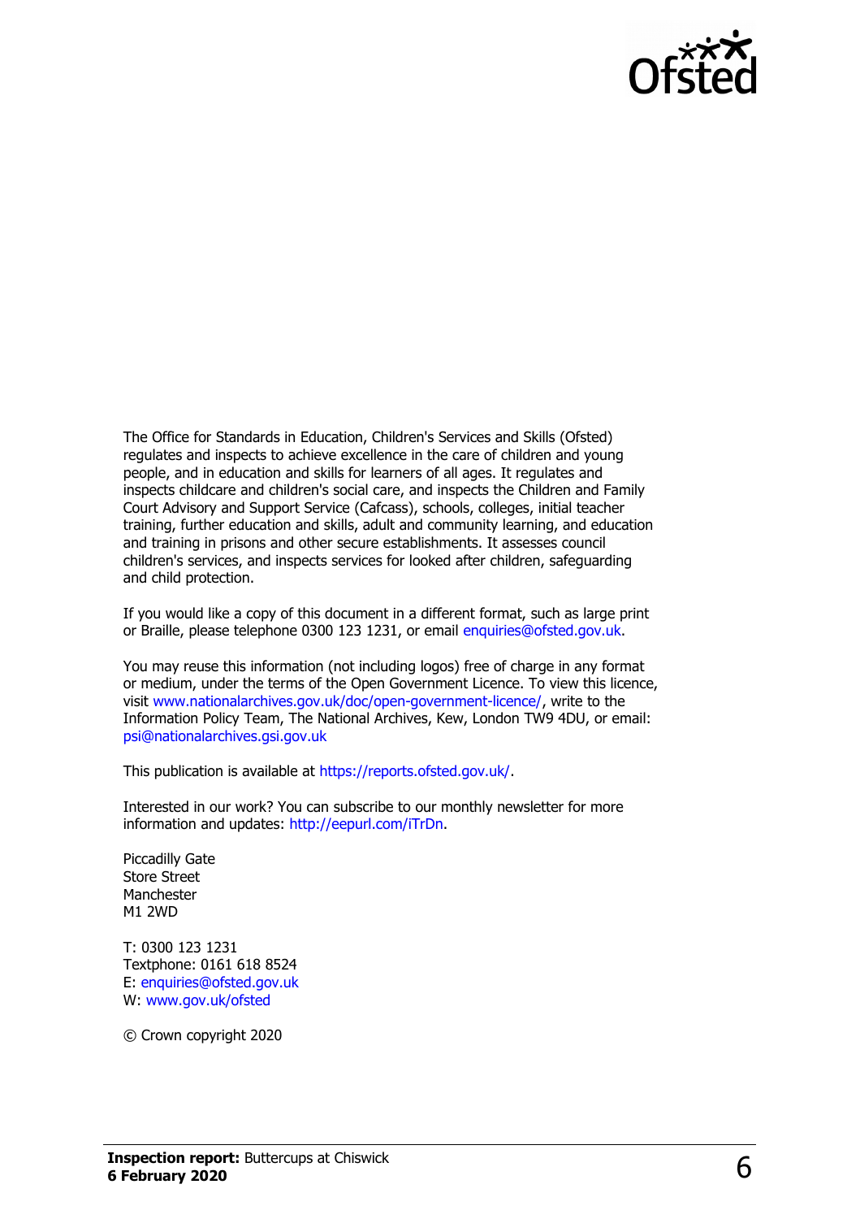The Office for Standards in Education, Children's Services and Skills (Ofsted) regulates and inspects to achieve excellence in the care of children and young people, and in education and skills for learners of all ages. It regulates and inspects childcare and children's social care, and inspects the Children and Family Court Advisory and Support Service (Cafcass), schools, colleges, initial teacher training, further education and skills, adult and community learning, and education and training in prisons and other secure establishments. It assesses council children's services, and inspects services for looked after children, safeguarding and child protection.

If you would like a copy of this document in a different format, such as large print or Braille, please telephone 0300 123 1231, or email enquiries@ofsted.gov.uk.

You may reuse this information (not including logos) free of charge in any format or medium, under the terms of the Open Government Licence. To view this licence, visit www.nationalarchives.gov.uk/doc/open-government-licence/, write to the Information Policy Team, The National Archives, Kew, London TW9 4DU, or email: psi@nationalarchives.gsi.gov.uk

This publication is available at https://reports.ofsted.gov.uk/.

Interested in our work? You can subscribe to our monthly newsletter for more information and updates: http://eepurl.com/iTrDn.

Piccadilly Gate  
Store Street  
Manchester  
M1 2WD

T: 0300 123 1231  
Textphone: 0161 618 8524  
E: enquiries@ofsted.gov.uk  
W: www.gov.uk/ofsted

© Crown copyright 2020